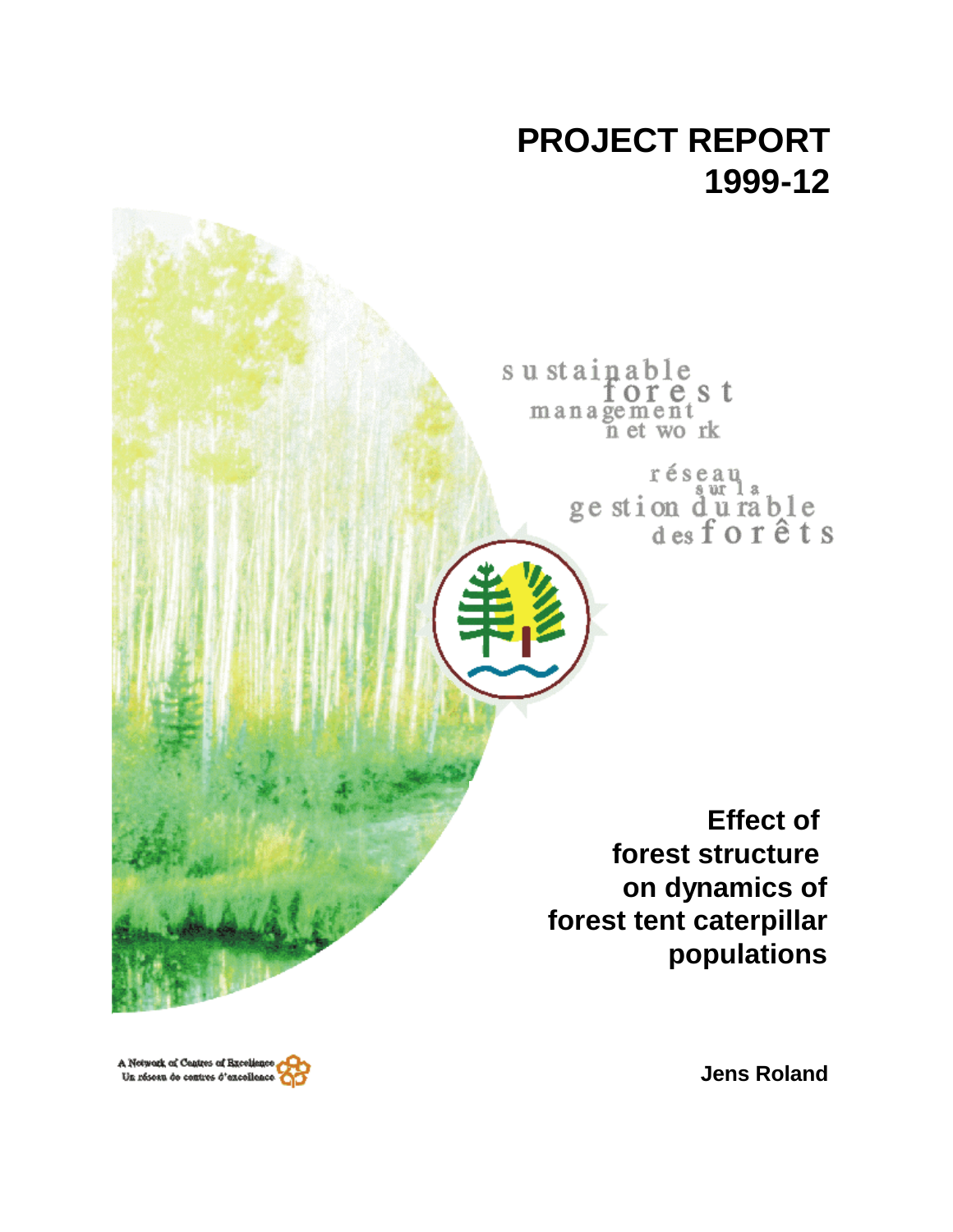# PROJECT REPORT 1999-12

sustainable forest management network

réseau sur la gestion durable des forêts

## Effect of forest structure on dynamics of forest tent caterpillar populations

**Jens Roland**

A Network of Centres of Excellence
Un réseau de centres d'excellence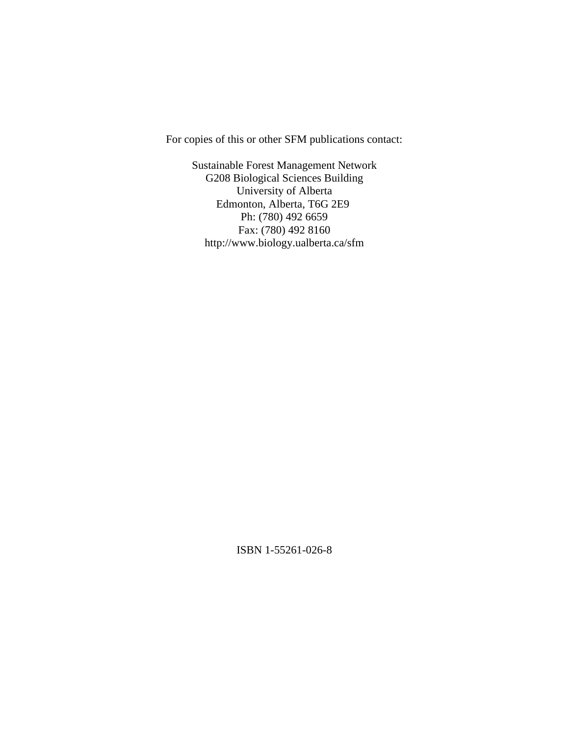For copies of this or other SFM publications contact:

Sustainable Forest Management Network
G208 Biological Sciences Building
University of Alberta
Edmonton, Alberta, T6G 2E9
Ph: (780) 492 6659
Fax: (780) 492 8160
http://www.biology.ualberta.ca/sfm

ISBN 1-55261-026-8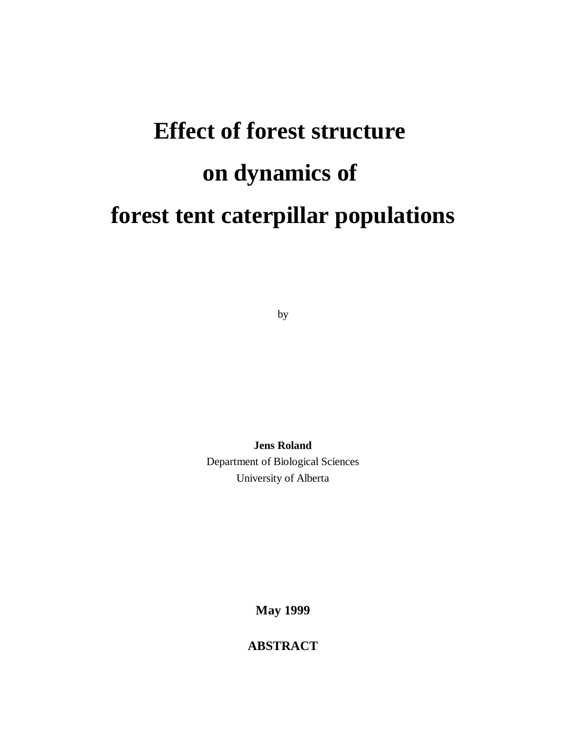# Effect of forest structure on dynamics of forest tent caterpillar populations

by

**Jens Roland**
Department of Biological Sciences
University of Alberta

**May 1999**

## ABSTRACT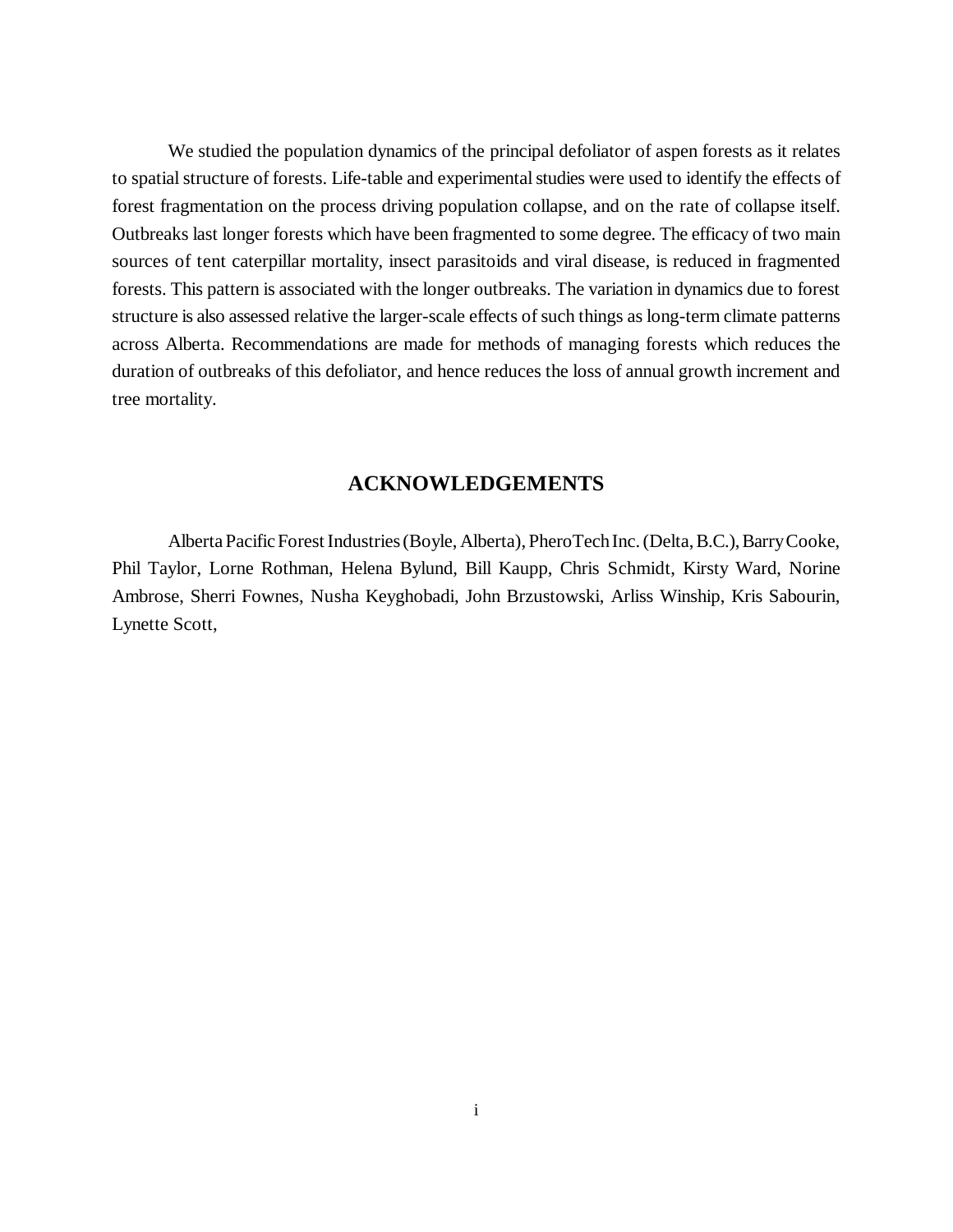We studied the population dynamics of the principal defoliator of aspen forests as it relates to spatial structure of forests. Life-table and experimental studies were used to identify the effects of forest fragmentation on the process driving population collapse, and on the rate of collapse itself. Outbreaks last longer forests which have been fragmented to some degree. The efficacy of two main sources of tent caterpillar mortality, insect parasitoids and viral disease, is reduced in fragmented forests. This pattern is associated with the longer outbreaks. The variation in dynamics due to forest structure is also assessed relative the larger-scale effects of such things as long-term climate patterns across Alberta. Recommendations are made for methods of managing forests which reduces the duration of outbreaks of this defoliator, and hence reduces the loss of annual growth increment and tree mortality.

## ACKNOWLEDGEMENTS

Alberta Pacific Forest Industries (Boyle, Alberta), PheroTech Inc. (Delta, B.C.), Barry Cooke, Phil Taylor, Lorne Rothman, Helena Bylund, Bill Kaupp, Chris Schmidt, Kirsty Ward, Norine Ambrose, Sherri Fownes, Nusha Keyghobadi, John Brzustowski, Arliss Winship, Kris Sabourin, Lynette Scott,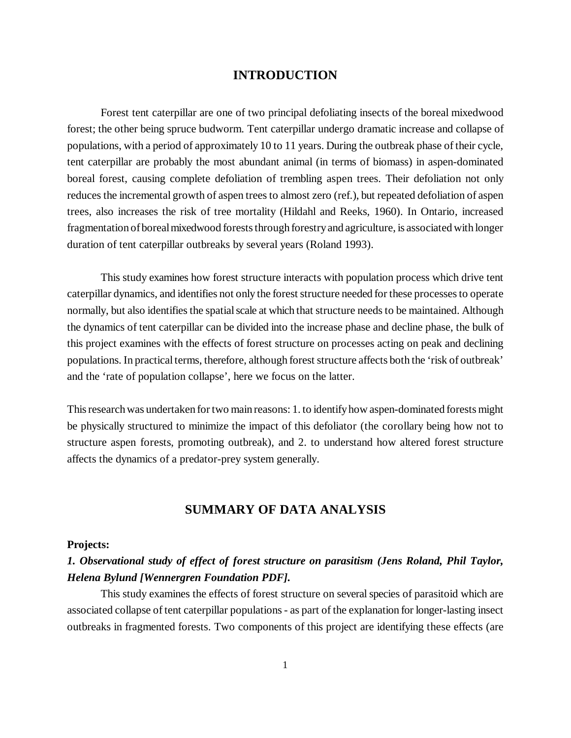## INTRODUCTION

Forest tent caterpillar are one of two principal defoliating insects of the boreal mixedwood forest; the other being spruce budworm. Tent caterpillar undergo dramatic increase and collapse of populations, with a period of approximately 10 to 11 years. During the outbreak phase of their cycle, tent caterpillar are probably the most abundant animal (in terms of biomass) in aspen-dominated boreal forest, causing complete defoliation of trembling aspen trees. Their defoliation not only reduces the incremental growth of aspen trees to almost zero (ref.), but repeated defoliation of aspen trees, also increases the risk of tree mortality (Hildahl and Reeks, 1960). In Ontario, increased fragmentation of boreal mixedwood forests through forestry and agriculture, is associated with longer duration of tent caterpillar outbreaks by several years (Roland 1993).

This study examines how forest structure interacts with population process which drive tent caterpillar dynamics, and identifies not only the forest structure needed for these processes to operate normally, but also identifies the spatial scale at which that structure needs to be maintained. Although the dynamics of tent caterpillar can be divided into the increase phase and decline phase, the bulk of this project examines with the effects of forest structure on processes acting on peak and declining populations. In practical terms, therefore, although forest structure affects both the 'risk of outbreak' and the 'rate of population collapse', here we focus on the latter.

This research was undertaken for two main reasons: 1. to identify how aspen-dominated forests might be physically structured to minimize the impact of this defoliator (the corollary being how not to structure aspen forests, promoting outbreak), and 2. to understand how altered forest structure affects the dynamics of a predator-prey system generally.

## SUMMARY OF DATA ANALYSIS

**Projects:**

***1. Observational study of effect of forest structure on parasitism (Jens Roland, Phil Taylor, Helena Bylund [Wennergren Foundation PDF].***

This study examines the effects of forest structure on several species of parasitoid which are associated collapse of tent caterpillar populations - as part of the explanation for longer-lasting insect outbreaks in fragmented forests. Two components of this project are identifying these effects (are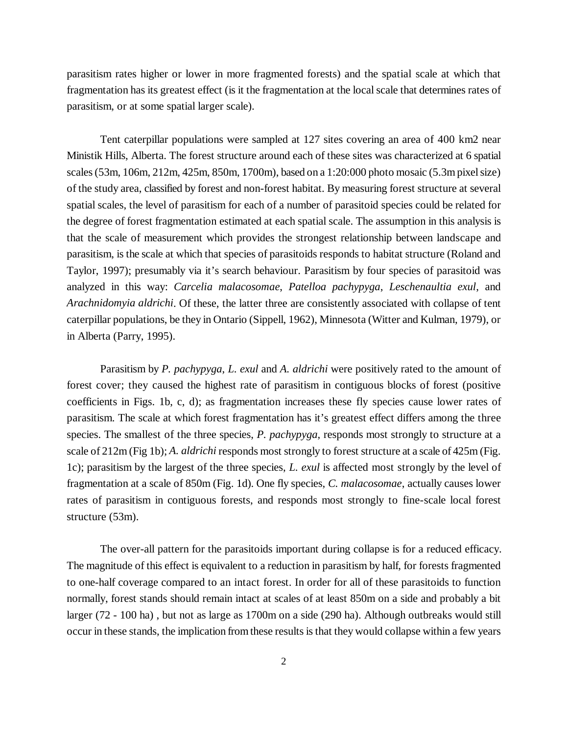parasitism rates higher or lower in more fragmented forests) and the spatial scale at which that fragmentation has its greatest effect (is it the fragmentation at the local scale that determines rates of parasitism, or at some spatial larger scale).

Tent caterpillar populations were sampled at 127 sites covering an area of 400 km2 near Ministik Hills, Alberta. The forest structure around each of these sites was characterized at 6 spatial scales (53m, 106m, 212m, 425m, 850m, 1700m), based on a 1:20:000 photo mosaic (5.3m pixel size) of the study area, classified by forest and non-forest habitat. By measuring forest structure at several spatial scales, the level of parasitism for each of a number of parasitoid species could be related for the degree of forest fragmentation estimated at each spatial scale. The assumption in this analysis is that the scale of measurement which provides the strongest relationship between landscape and parasitism, is the scale at which that species of parasitoids responds to habitat structure (Roland and Taylor, 1997); presumably via it's search behaviour. Parasitism by four species of parasitoid was analyzed in this way: *Carcelia malacosomae*, *Patelloa pachypyga*, *Leschenaultia exul*, and *Arachnidomyia aldrichi*. Of these, the latter three are consistently associated with collapse of tent caterpillar populations, be they in Ontario (Sippell, 1962), Minnesota (Witter and Kulman, 1979), or in Alberta (Parry, 1995).

Parasitism by *P. pachypyga*, *L. exul* and *A. aldrichi* were positively rated to the amount of forest cover; they caused the highest rate of parasitism in contiguous blocks of forest (positive coefficients in Figs. 1b, c, d); as fragmentation increases these fly species cause lower rates of parasitism. The scale at which forest fragmentation has it's greatest effect differs among the three species. The smallest of the three species, *P. pachypyga*, responds most strongly to structure at a scale of 212m (Fig 1b); *A. aldrichi* responds most strongly to forest structure at a scale of 425m (Fig. 1c); parasitism by the largest of the three species, *L. exul* is affected most strongly by the level of fragmentation at a scale of 850m (Fig. 1d). One fly species, *C. malacosomae*, actually causes lower rates of parasitism in contiguous forests, and responds most strongly to fine-scale local forest structure (53m).

The over-all pattern for the parasitoids important during collapse is for a reduced efficacy. The magnitude of this effect is equivalent to a reduction in parasitism by half, for forests fragmented to one-half coverage compared to an intact forest. In order for all of these parasitoids to function normally, forest stands should remain intact at scales of at least 850m on a side and probably a bit larger (72 - 100 ha) , but not as large as 1700m on a side (290 ha). Although outbreaks would still occur in these stands, the implication from these results is that they would collapse within a few years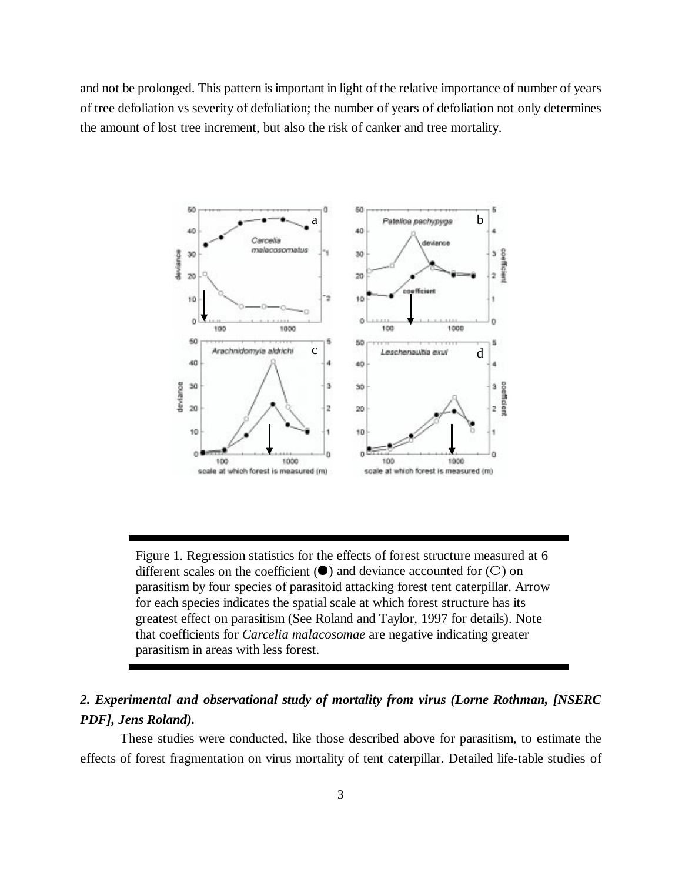and not be prolonged. This pattern is important in light of the relative importance of number of years of tree defoliation vs severity of defoliation; the number of years of defoliation not only determines the amount of lost tree increment, but also the risk of canker and tree mortality.

Figure 1. Regression statistics for the effects of forest structure measured at 6 different scales on the coefficient (●) and deviance accounted for (○) on parasitism by four species of parasitoid attacking forest tent caterpillar. Arrow for each species indicates the spatial scale at which forest structure has its greatest effect on parasitism (See Roland and Taylor, 1997 for details). Note that coefficients for *Carcelia malacosomae* are negative indicating greater parasitism in areas with less forest.

### *2. Experimental and observational study of mortality from virus (Lorne Rothman, [NSERC PDF], Jens Roland).*

These studies were conducted, like those described above for parasitism, to estimate the effects of forest fragmentation on virus mortality of tent caterpillar. Detailed life-table studies of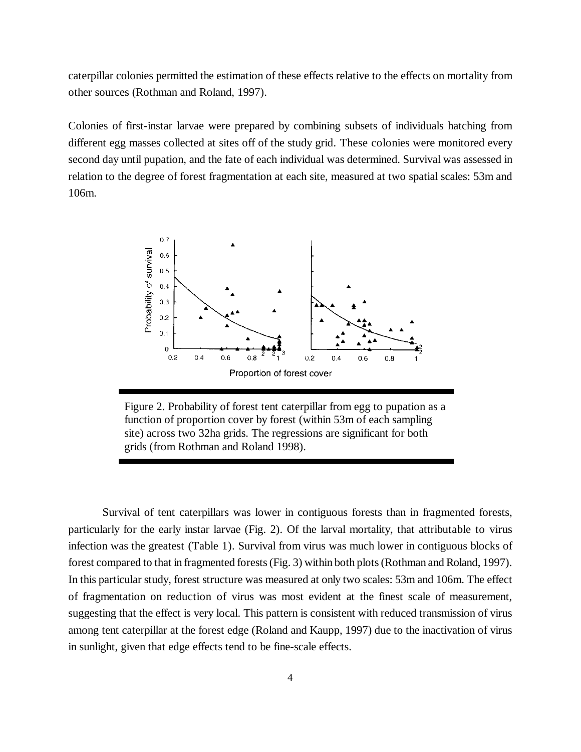caterpillar colonies permitted the estimation of these effects relative to the effects on mortality from other sources (Rothman and Roland, 1997).

Colonies of first-instar larvae were prepared by combining subsets of individuals hatching from different egg masses collected at sites off of the study grid. These colonies were monitored every second day until pupation, and the fate of each individual was determined. Survival was assessed in relation to the degree of forest fragmentation at each site, measured at two spatial scales: 53m and 106m.

Figure 2. Probability of forest tent caterpillar from egg to pupation as a function of proportion cover by forest (within 53m of each sampling site) across two 32ha grids. The regressions are significant for both grids (from Rothman and Roland 1998).

Survival of tent caterpillars was lower in contiguous forests than in fragmented forests, particularly for the early instar larvae (Fig. 2). Of the larval mortality, that attributable to virus infection was the greatest (Table 1). Survival from virus was much lower in contiguous blocks of forest compared to that in fragmented forests (Fig. 3) within both plots (Rothman and Roland, 1997). In this particular study, forest structure was measured at only two scales: 53m and 106m. The effect of fragmentation on reduction of virus was most evident at the finest scale of measurement, suggesting that the effect is very local. This pattern is consistent with reduced transmission of virus among tent caterpillar at the forest edge (Roland and Kaupp, 1997) due to the inactivation of virus in sunlight, given that edge effects tend to be fine-scale effects.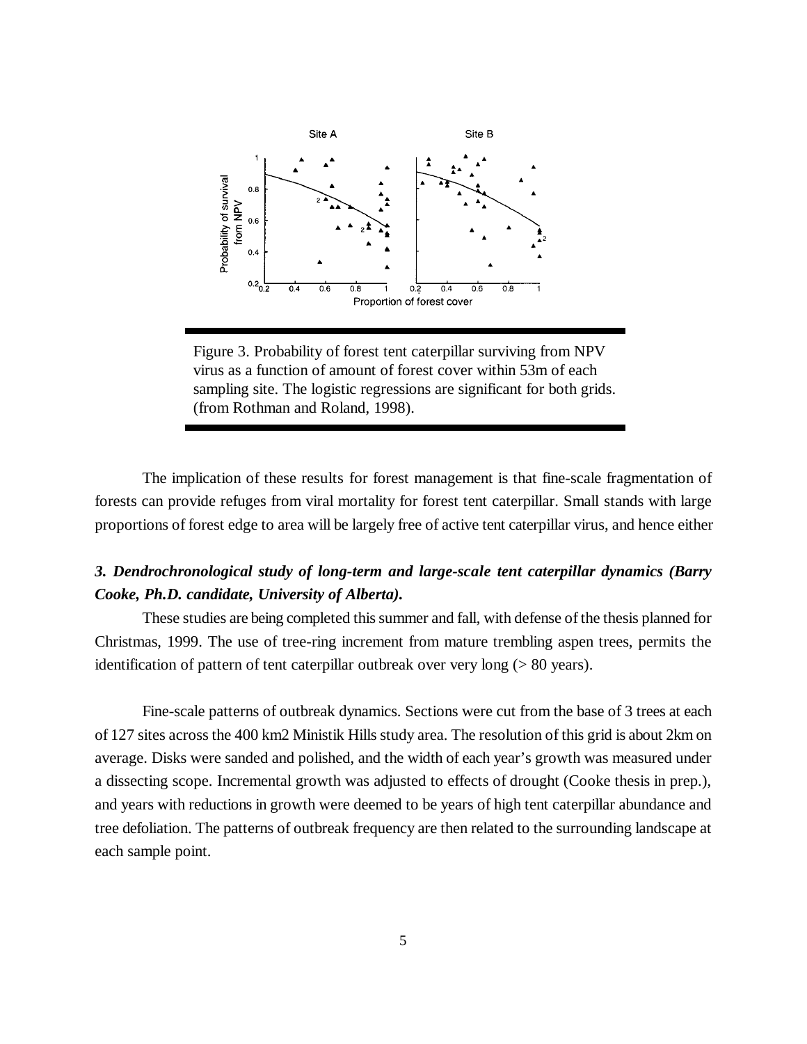Figure 3. Probability of forest tent caterpillar surviving from NPV virus as a function of amount of forest cover within 53m of each sampling site. The logistic regressions are significant for both grids. (from Rothman and Roland, 1998).

The implication of these results for forest management is that fine-scale fragmentation of forests can provide refuges from viral mortality for forest tent caterpillar. Small stands with large proportions of forest edge to area will be largely free of active tent caterpillar virus, and hence either

### *3. Dendrochronological study of long-term and large-scale tent caterpillar dynamics (Barry Cooke, Ph.D. candidate, University of Alberta).*

These studies are being completed this summer and fall, with defense of the thesis planned for Christmas, 1999. The use of tree-ring increment from mature trembling aspen trees, permits the identification of pattern of tent caterpillar outbreak over very long (> 80 years).

Fine-scale patterns of outbreak dynamics. Sections were cut from the base of 3 trees at each of 127 sites across the 400 km2 Ministik Hills study area. The resolution of this grid is about 2km on average. Disks were sanded and polished, and the width of each year's growth was measured under a dissecting scope. Incremental growth was adjusted to effects of drought (Cooke thesis in prep.), and years with reductions in growth were deemed to be years of high tent caterpillar abundance and tree defoliation. The patterns of outbreak frequency are then related to the surrounding landscape at each sample point.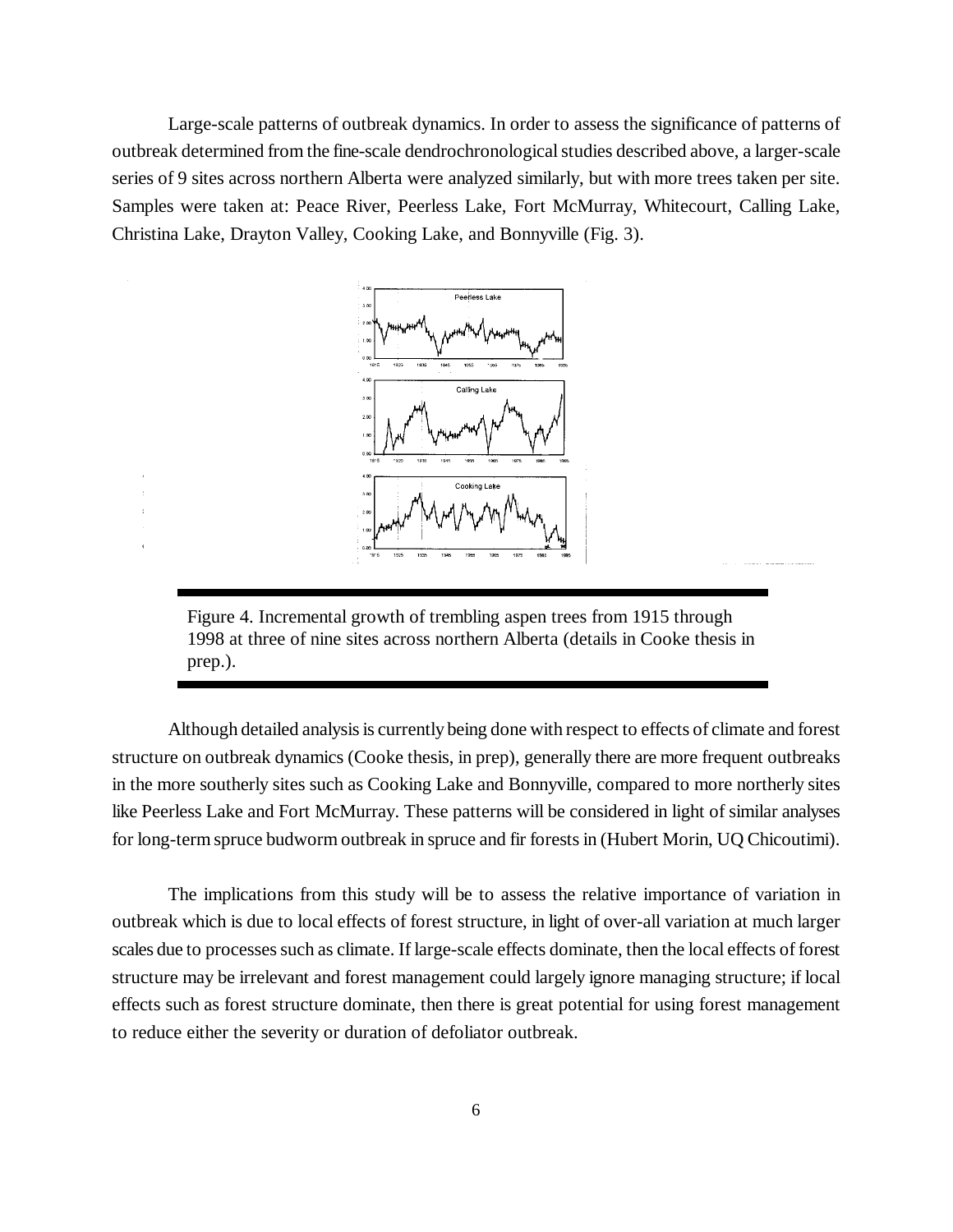Large-scale patterns of outbreak dynamics. In order to assess the significance of patterns of outbreak determined from the fine-scale dendrochronological studies described above, a larger-scale series of 9 sites across northern Alberta were analyzed similarly, but with more trees taken per site. Samples were taken at: Peace River, Peerless Lake, Fort McMurray, Whitecourt, Calling Lake, Christina Lake, Drayton Valley, Cooking Lake, and Bonnyville (Fig. 3).

Figure 4. Incremental growth of trembling aspen trees from 1915 through 1998 at three of nine sites across northern Alberta (details in Cooke thesis in prep.).

Although detailed analysis is currently being done with respect to effects of climate and forest structure on outbreak dynamics (Cooke thesis, in prep), generally there are more frequent outbreaks in the more southerly sites such as Cooking Lake and Bonnyville, compared to more northerly sites like Peerless Lake and Fort McMurray. These patterns will be considered in light of similar analyses for long-term spruce budworm outbreak in spruce and fir forests in (Hubert Morin, UQ Chicoutimi).

The implications from this study will be to assess the relative importance of variation in outbreak which is due to local effects of forest structure, in light of over-all variation at much larger scales due to processes such as climate. If large-scale effects dominate, then the local effects of forest structure may be irrelevant and forest management could largely ignore managing structure; if local effects such as forest structure dominate, then there is great potential for using forest management to reduce either the severity or duration of defoliator outbreak.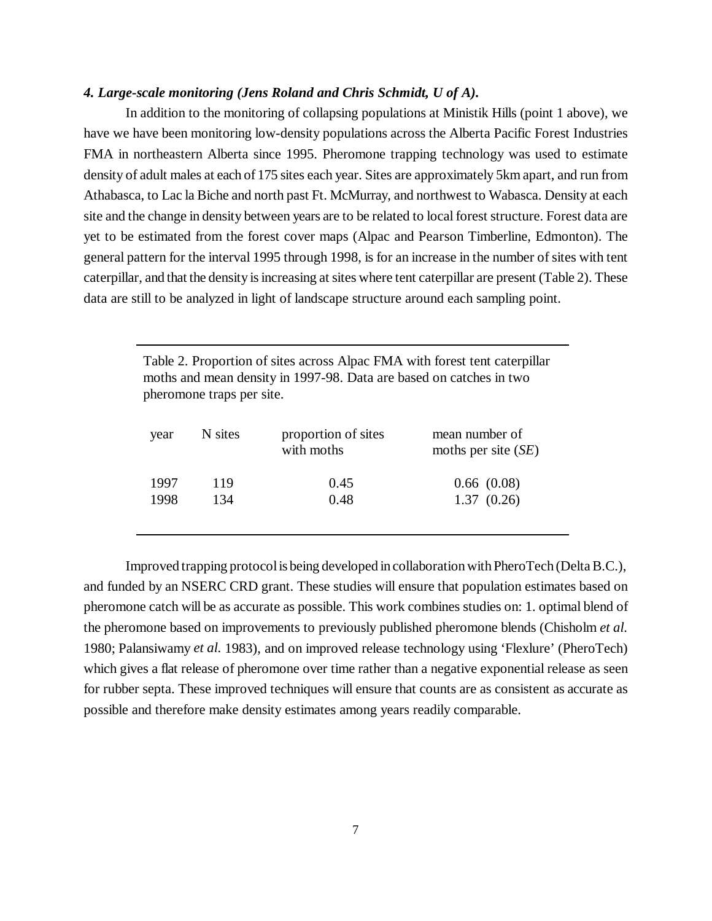***4. Large-scale monitoring (Jens Roland and Chris Schmidt, U of A).***

In addition to the monitoring of collapsing populations at Ministik Hills (point 1 above), we have we have been monitoring low-density populations across the Alberta Pacific Forest Industries FMA in northeastern Alberta since 1995. Pheromone trapping technology was used to estimate density of adult males at each of 175 sites each year. Sites are approximately 5km apart, and run from Athabasca, to Lac la Biche and north past Ft. McMurray, and northwest to Wabasca. Density at each site and the change in density between years are to be related to local forest structure. Forest data are yet to be estimated from the forest cover maps (Alpac and Pearson Timberline, Edmonton). The general pattern for the interval 1995 through 1998, is for an increase in the number of sites with tent caterpillar, and that the density is increasing at sites where tent caterpillar are present (Table 2). These data are still to be analyzed in light of landscape structure around each sampling point.

Table 2. Proportion of sites across Alpac FMA with forest tent caterpillar moths and mean density in 1997-98. Data are based on catches in two pheromone traps per site.

| year | N sites | proportion of sites with moths | mean number of moths per site (*SE*) |
|---|---|---|---|
| 1997 | 119 | 0.45 | 0.66 (0.08) |
| 1998 | 134 | 0.48 | 1.37 (0.26) |

Improved trapping protocol is being developed in collaboration with PheroTech (Delta B.C.), and funded by an NSERC CRD grant. These studies will ensure that population estimates based on pheromone catch will be as accurate as possible. This work combines studies on: 1. optimal blend of the pheromone based on improvements to previously published pheromone blends (Chisholm *et al.* 1980; Palansiwamy *et al.* 1983), and on improved release technology using 'Flexlure' (PheroTech) which gives a flat release of pheromone over time rather than a negative exponential release as seen for rubber septa. These improved techniques will ensure that counts are as consistent as accurate as possible and therefore make density estimates among years readily comparable.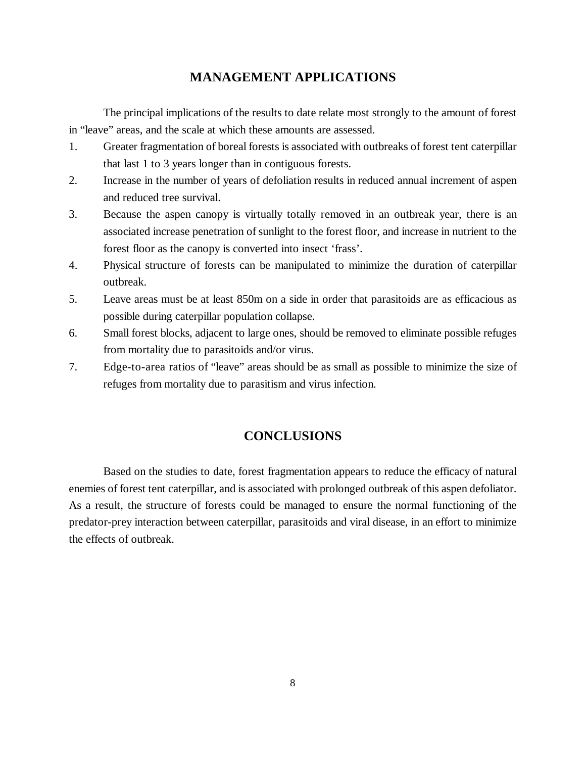## MANAGEMENT APPLICATIONS

The principal implications of the results to date relate most strongly to the amount of forest in "leave" areas, and the scale at which these amounts are assessed.

1. Greater fragmentation of boreal forests is associated with outbreaks of forest tent caterpillar that last 1 to 3 years longer than in contiguous forests.
2. Increase in the number of years of defoliation results in reduced annual increment of aspen and reduced tree survival.
3. Because the aspen canopy is virtually totally removed in an outbreak year, there is an associated increase penetration of sunlight to the forest floor, and increase in nutrient to the forest floor as the canopy is converted into insect 'frass'.
4. Physical structure of forests can be manipulated to minimize the duration of caterpillar outbreak.
5. Leave areas must be at least 850m on a side in order that parasitoids are as efficacious as possible during caterpillar population collapse.
6. Small forest blocks, adjacent to large ones, should be removed to eliminate possible refuges from mortality due to parasitoids and/or virus.
7. Edge-to-area ratios of "leave" areas should be as small as possible to minimize the size of refuges from mortality due to parasitism and virus infection.

## CONCLUSIONS

Based on the studies to date, forest fragmentation appears to reduce the efficacy of natural enemies of forest tent caterpillar, and is associated with prolonged outbreak of this aspen defoliator. As a result, the structure of forests could be managed to ensure the normal functioning of the predator-prey interaction between caterpillar, parasitoids and viral disease, in an effort to minimize the effects of outbreak.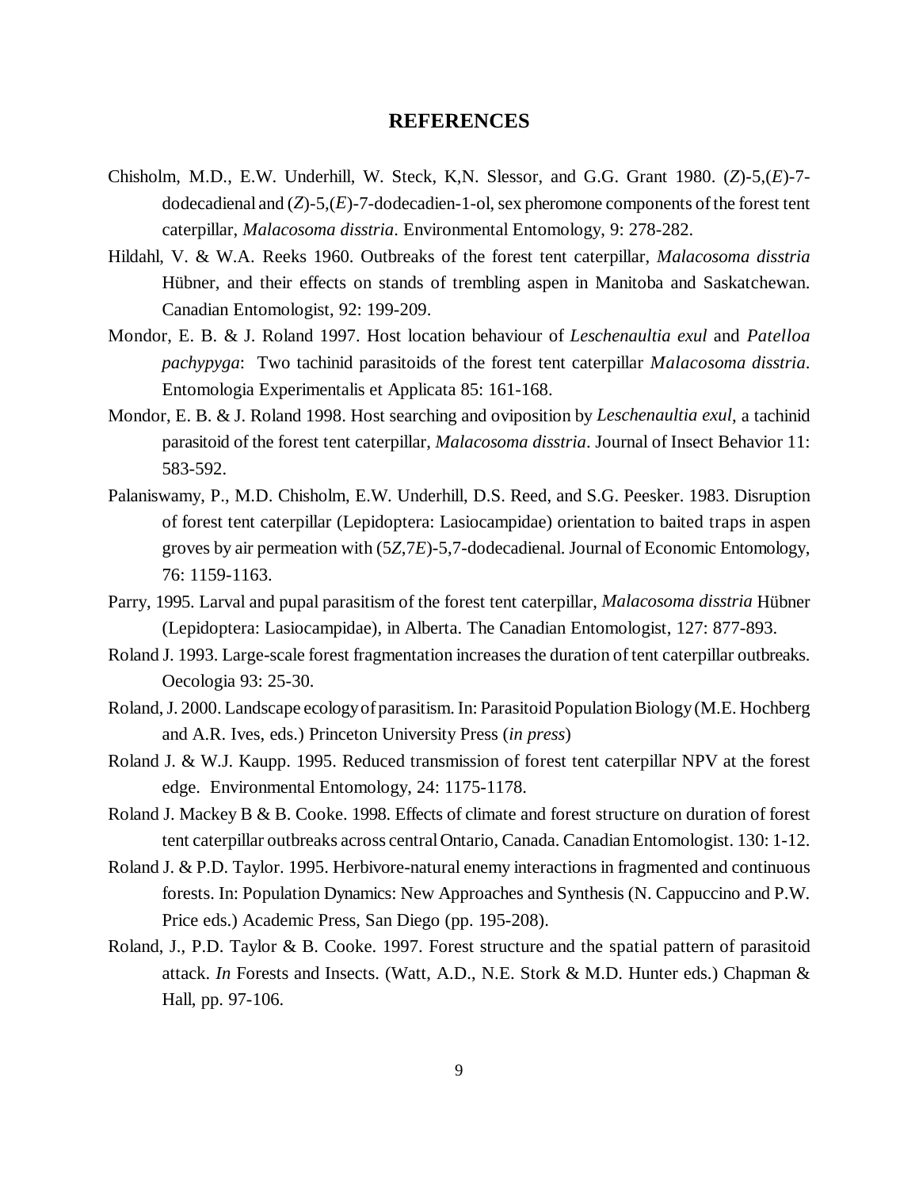## REFERENCES

Chisholm, M.D., E.W. Underhill, W. Steck, K,N. Slessor, and G.G. Grant 1980. (*Z*)-5,(*E*)-7-dodecadienal and (*Z*)-5,(*E*)-7-dodecadien-1-ol, sex pheromone components of the forest tent caterpillar, *Malacosoma disstria*. Environmental Entomology, 9: 278-282.

Hildahl, V. & W.A. Reeks 1960. Outbreaks of the forest tent caterpillar, *Malacosoma disstria* Hübner, and their effects on stands of trembling aspen in Manitoba and Saskatchewan. Canadian Entomologist, 92: 199-209.

Mondor, E. B. & J. Roland 1997. Host location behaviour of *Leschenaultia exul* and *Patelloa pachypyga*: Two tachinid parasitoids of the forest tent caterpillar *Malacosoma disstria*. Entomologia Experimentalis et Applicata 85: 161-168.

Mondor, E. B. & J. Roland 1998. Host searching and oviposition by *Leschenaultia exul*, a tachinid parasitoid of the forest tent caterpillar, *Malacosoma disstria*. Journal of Insect Behavior 11: 583-592.

Palaniswamy, P., M.D. Chisholm, E.W. Underhill, D.S. Reed, and S.G. Peesker. 1983. Disruption of forest tent caterpillar (Lepidoptera: Lasiocampidae) orientation to baited traps in aspen groves by air permeation with (5*Z*,7*E*)-5,7-dodecadienal. Journal of Economic Entomology, 76: 1159-1163.

Parry, 1995. Larval and pupal parasitism of the forest tent caterpillar, *Malacosoma disstria* Hübner (Lepidoptera: Lasiocampidae), in Alberta. The Canadian Entomologist, 127: 877-893.

Roland J. 1993. Large-scale forest fragmentation increases the duration of tent caterpillar outbreaks. Oecologia 93: 25-30.

Roland, J. 2000. Landscape ecology of parasitism. In: Parasitoid Population Biology (M.E. Hochberg and A.R. Ives, eds.) Princeton University Press (*in press*)

Roland J. & W.J. Kaupp. 1995. Reduced transmission of forest tent caterpillar NPV at the forest edge. Environmental Entomology, 24: 1175-1178.

Roland J. Mackey B & B. Cooke. 1998. Effects of climate and forest structure on duration of forest tent caterpillar outbreaks across central Ontario, Canada. Canadian Entomologist. 130: 1-12.

Roland J. & P.D. Taylor. 1995. Herbivore-natural enemy interactions in fragmented and continuous forests. In: Population Dynamics: New Approaches and Synthesis (N. Cappuccino and P.W. Price eds.) Academic Press, San Diego (pp. 195-208).

Roland, J., P.D. Taylor & B. Cooke. 1997. Forest structure and the spatial pattern of parasitoid attack. *In* Forests and Insects. (Watt, A.D., N.E. Stork & M.D. Hunter eds.) Chapman & Hall, pp. 97-106.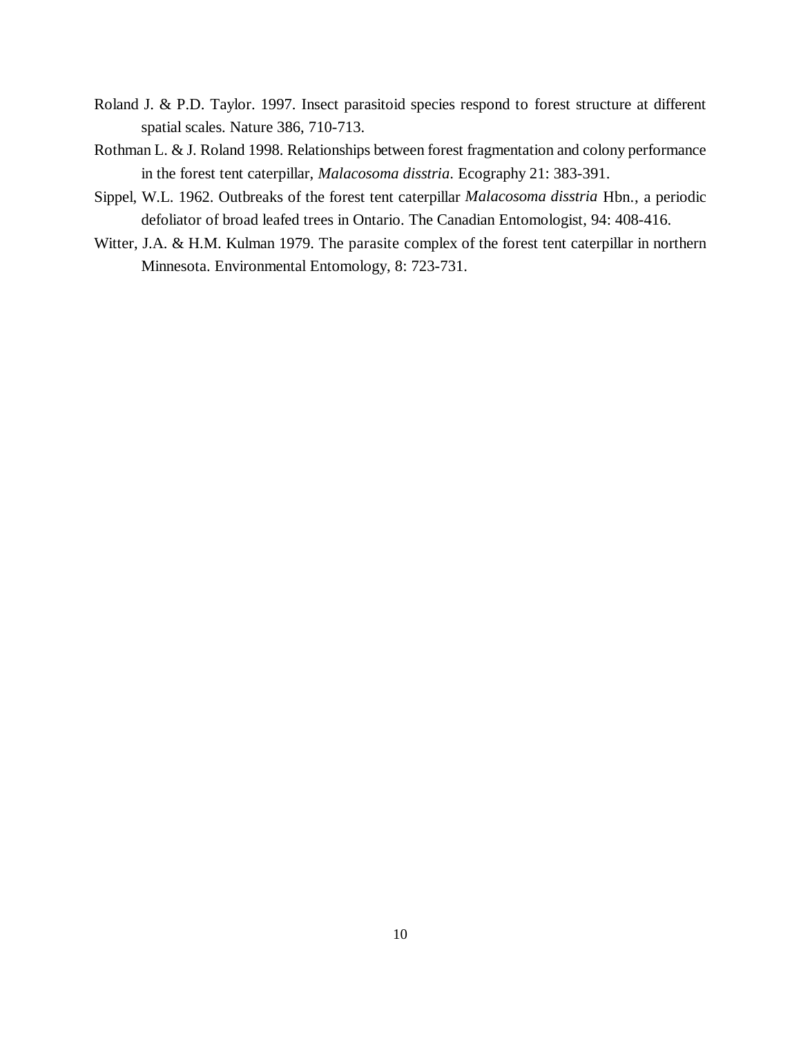Roland J. & P.D. Taylor. 1997. Insect parasitoid species respond to forest structure at different spatial scales. Nature 386, 710-713.

Rothman L. & J. Roland 1998. Relationships between forest fragmentation and colony performance in the forest tent caterpillar, *Malacosoma disstria*. Ecography 21: 383-391.

Sippel, W.L. 1962. Outbreaks of the forest tent caterpillar *Malacosoma disstria* Hbn., a periodic defoliator of broad leafed trees in Ontario. The Canadian Entomologist, 94: 408-416.

Witter, J.A. & H.M. Kulman 1979. The parasite complex of the forest tent caterpillar in northern Minnesota. Environmental Entomology, 8: 723-731.